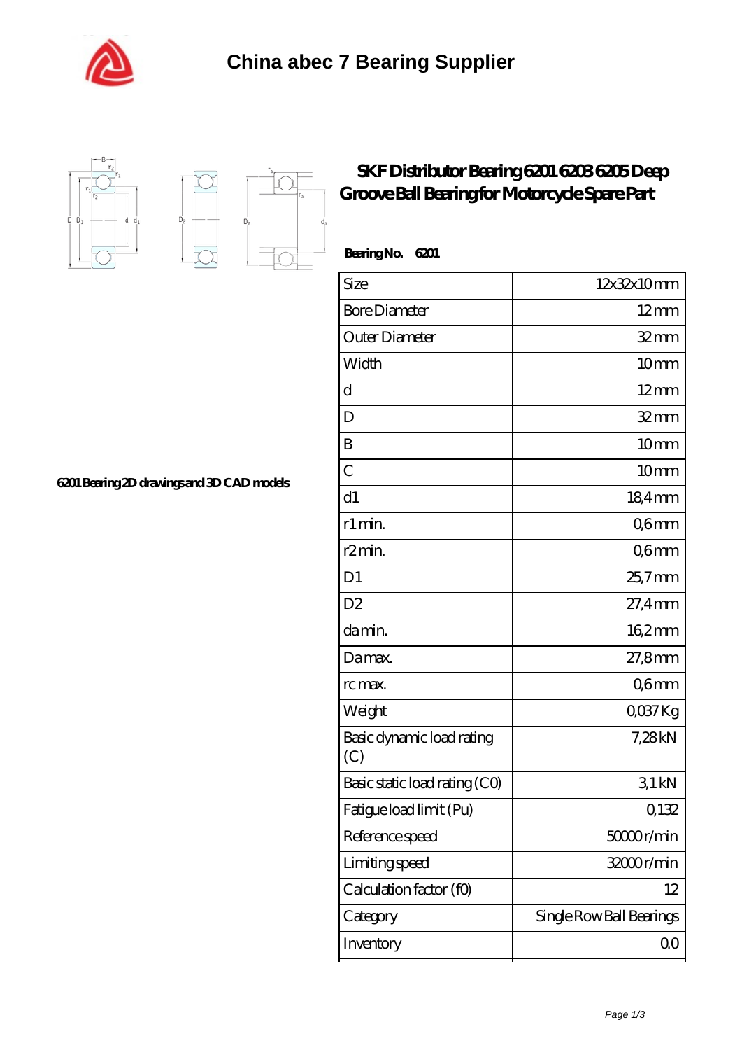# China abec 7 Bearing Supplier

## SKF Distributor Bearing 6201 6203 6205 Deep Groove Ball Bearing for Motorcycle Spare Part

6201 Bearing 2D drawings and 3D CAD models

**Bearing No. 6201**

| Size | 12x32x10 mm |
|---|---|
| Bore Diameter | 12 mm |
| Outer Diameter | 32 mm |
| Width | 10 mm |
| d | 12 mm |
| D | 32 mm |
| B | 10 mm |
| C | 10 mm |
| d1 | 18,4 mm |
| r1 min. | 0,6 mm |
| r2 min. | 0,6 mm |
| D1 | 25,7 mm |
| D2 | 27,4 mm |
| da min. | 16,2 mm |
| Da max. | 27,8 mm |
| rc max. | 0,6 mm |
| Weight | 0,037 Kg |
| Basic dynamic load rating (C) | 7,28 kN |
| Basic static load rating (C0) | 3,1 kN |
| Fatigue load limit (Pu) | 0,132 |
| Reference speed | 50000 r/min |
| Limiting speed | 32000 r/min |
| Calculation factor (f0) | 12 |
| Category | Single Row Ball Bearings |
| Inventory | 0.0 |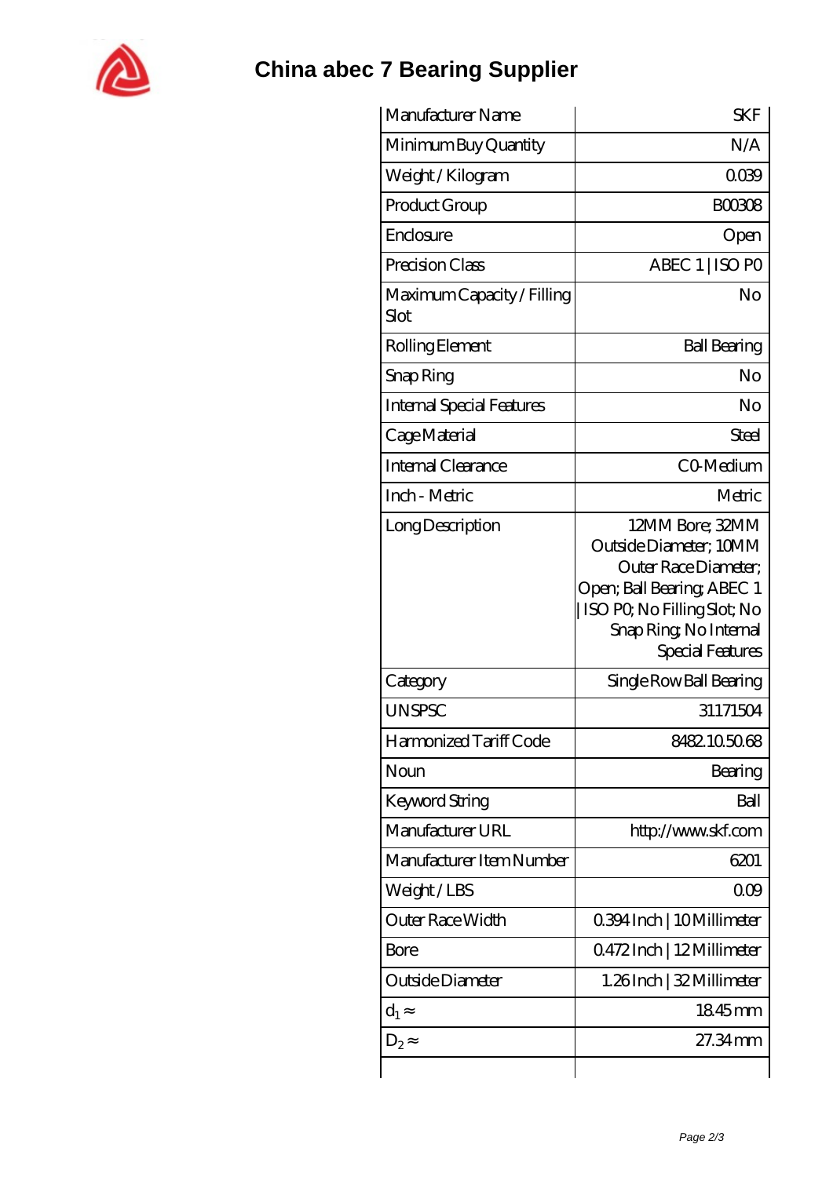# China abec 7 Bearing Supplier

| Manufacturer Name | SKF |
|---|---|
| Minimum Buy Quantity | N/A |
| Weight / Kilogram | 0.039 |
| Product Group | B00308 |
| Enclosure | Open |
| Precision Class | ABEC 1 \| ISO P0 |
| Maximum Capacity / Filling Slot | No |
| Rolling Element | Ball Bearing |
| Snap Ring | No |
| Internal Special Features | No |
| Cage Material | Steel |
| Internal Clearance | C0-Medium |
| Inch - Metric | Metric |
| Long Description | 12MM Bore; 32MM Outside Diameter; 10MM Outer Race Diameter; Open; Ball Bearing; ABEC 1 \| ISO P0; No Filling Slot; No Snap Ring; No Internal Special Features |
| Category | Single Row Ball Bearing |
| UNSPSC | 31171504 |
| Harmonized Tariff Code | 8482.10.50.68 |
| Noun | Bearing |
| Keyword String | Ball |
| Manufacturer URL | http://www.skf.com |
| Manufacturer Item Number | 6201 |
| Weight / LBS | 0.09 |
| Outer Race Width | 0.394 Inch \| 10 Millimeter |
| Bore | 0.472 Inch \| 12 Millimeter |
| Outside Diameter | 1.26 Inch \| 32 Millimeter |
| $d_1 \approx$ | 18.45 mm |
| $D_2 \approx$ | 27.34 mm |
| | |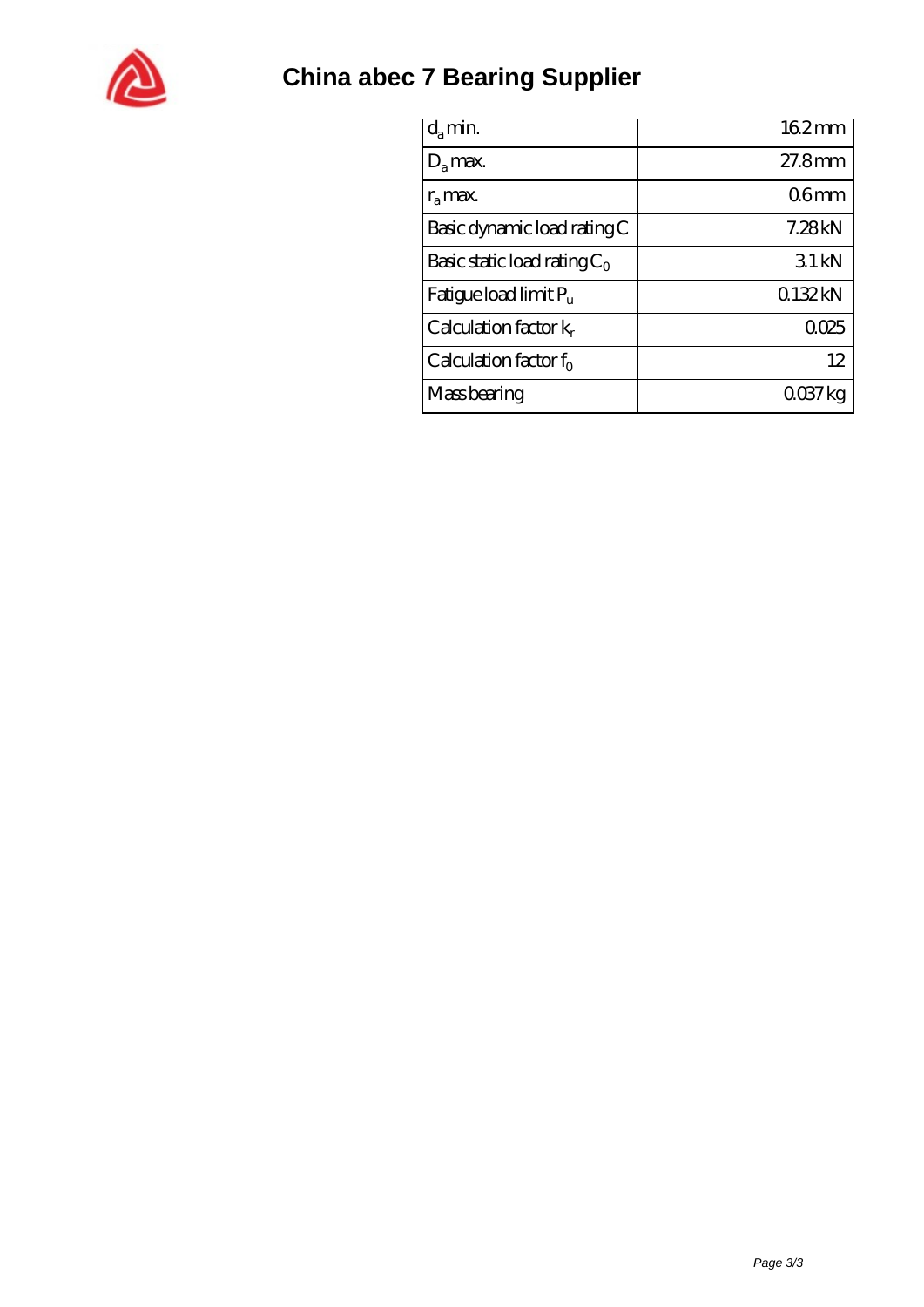# China abec 7 Bearing Supplier

| | |
|---|---|
| $d_a$ min. | 16.2 mm |
| $D_a$ max. | 27.8 mm |
| $r_a$ max. | 0.6 mm |
| Basic dynamic load rating C | 7.28 kN |
| Basic static load rating $C_0$ | 3.1 kN |
| Fatigue load limit $P_u$ | 0.132 kN |
| Calculation factor $k_r$ | 0.025 |
| Calculation factor $f_0$ | 12 |
| Mass bearing | 0.037 kg |